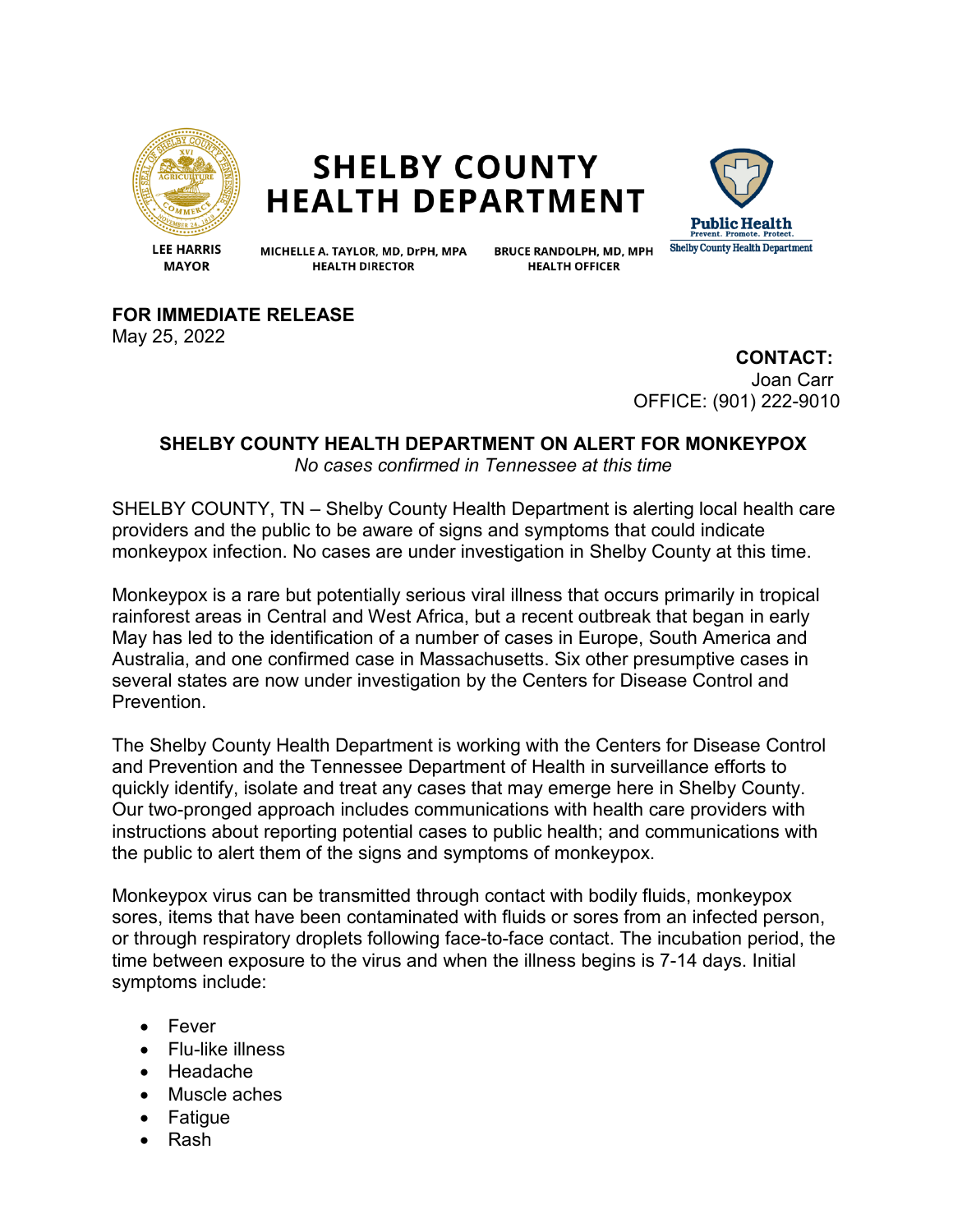# SHELBY COUNTY HEALTH DEPARTMENT

**LEE HARRIS**
**MAYOR**

**MICHELLE A. TAYLOR, MD, DrPH, MPA**
**HEALTH DIRECTOR**

**BRUCE RANDOLPH, MD, MPH**
**HEALTH OFFICER**

Public Health
Prevent. Promote. Protect.
Shelby County Health Department

**FOR IMMEDIATE RELEASE**
May 25, 2022

**CONTACT:**
Joan Carr
OFFICE: (901) 222-9010

## SHELBY COUNTY HEALTH DEPARTMENT ON ALERT FOR MONKEYPOX

*No cases confirmed in Tennessee at this time*

SHELBY COUNTY, TN – Shelby County Health Department is alerting local health care providers and the public to be aware of signs and symptoms that could indicate monkeypox infection. No cases are under investigation in Shelby County at this time.

Monkeypox is a rare but potentially serious viral illness that occurs primarily in tropical rainforest areas in Central and West Africa, but a recent outbreak that began in early May has led to the identification of a number of cases in Europe, South America and Australia, and one confirmed case in Massachusetts. Six other presumptive cases in several states are now under investigation by the Centers for Disease Control and Prevention.

The Shelby County Health Department is working with the Centers for Disease Control and Prevention and the Tennessee Department of Health in surveillance efforts to quickly identify, isolate and treat any cases that may emerge here in Shelby County. Our two-pronged approach includes communications with health care providers with instructions about reporting potential cases to public health; and communications with the public to alert them of the signs and symptoms of monkeypox.

Monkeypox virus can be transmitted through contact with bodily fluids, monkeypox sores, items that have been contaminated with fluids or sores from an infected person, or through respiratory droplets following face-to-face contact. The incubation period, the time between exposure to the virus and when the illness begins is 7-14 days. Initial symptoms include:

- Fever
- Flu-like illness
- Headache
- Muscle aches
- Fatigue
- Rash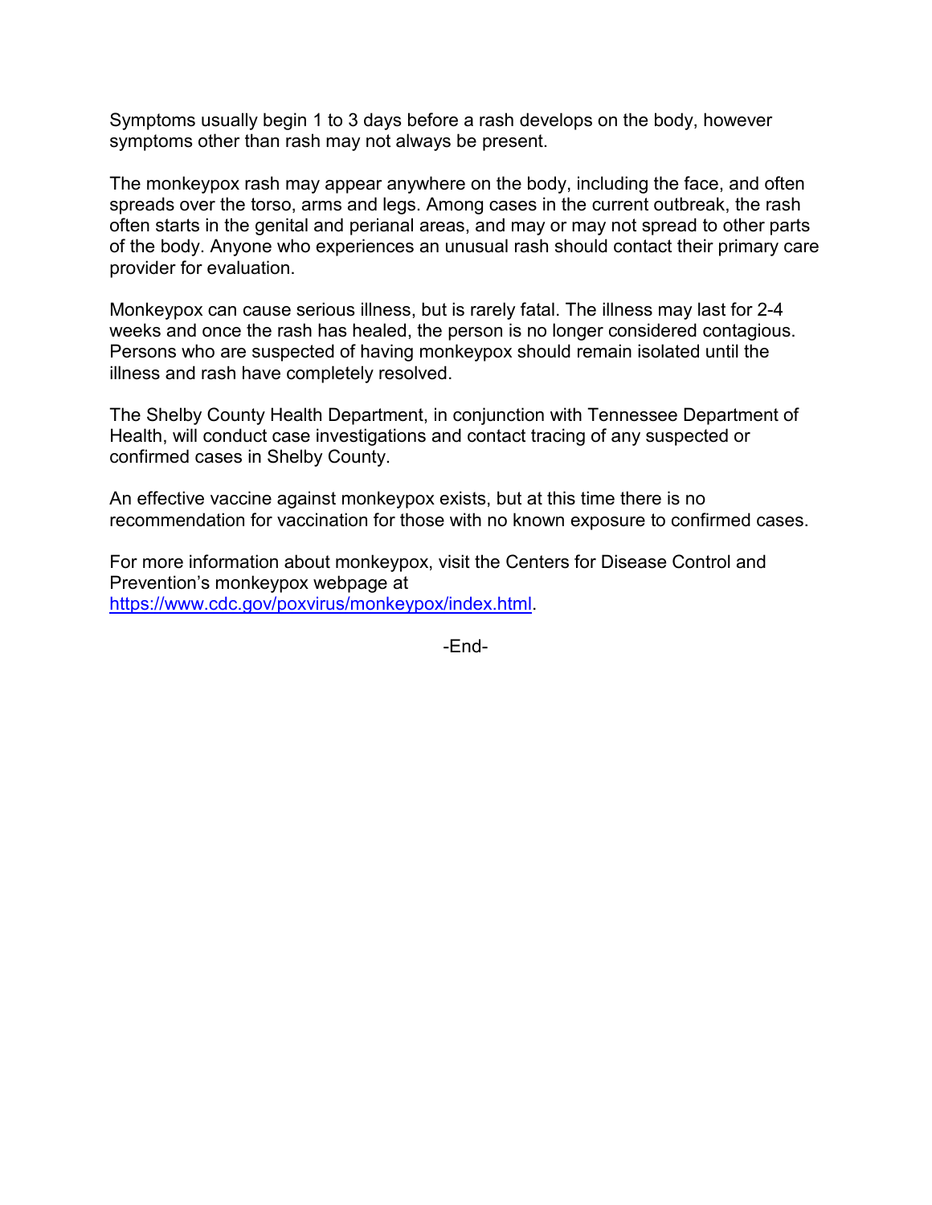Symptoms usually begin 1 to 3 days before a rash develops on the body, however symptoms other than rash may not always be present.

The monkeypox rash may appear anywhere on the body, including the face, and often spreads over the torso, arms and legs. Among cases in the current outbreak, the rash often starts in the genital and perianal areas, and may or may not spread to other parts of the body. Anyone who experiences an unusual rash should contact their primary care provider for evaluation.

Monkeypox can cause serious illness, but is rarely fatal. The illness may last for 2-4 weeks and once the rash has healed, the person is no longer considered contagious. Persons who are suspected of having monkeypox should remain isolated until the illness and rash have completely resolved.

The Shelby County Health Department, in conjunction with Tennessee Department of Health, will conduct case investigations and contact tracing of any suspected or confirmed cases in Shelby County.

An effective vaccine against monkeypox exists, but at this time there is no recommendation for vaccination for those with no known exposure to confirmed cases.

For more information about monkeypox, visit the Centers for Disease Control and Prevention's monkeypox webpage at https://www.cdc.gov/poxvirus/monkeypox/index.html.

-End-